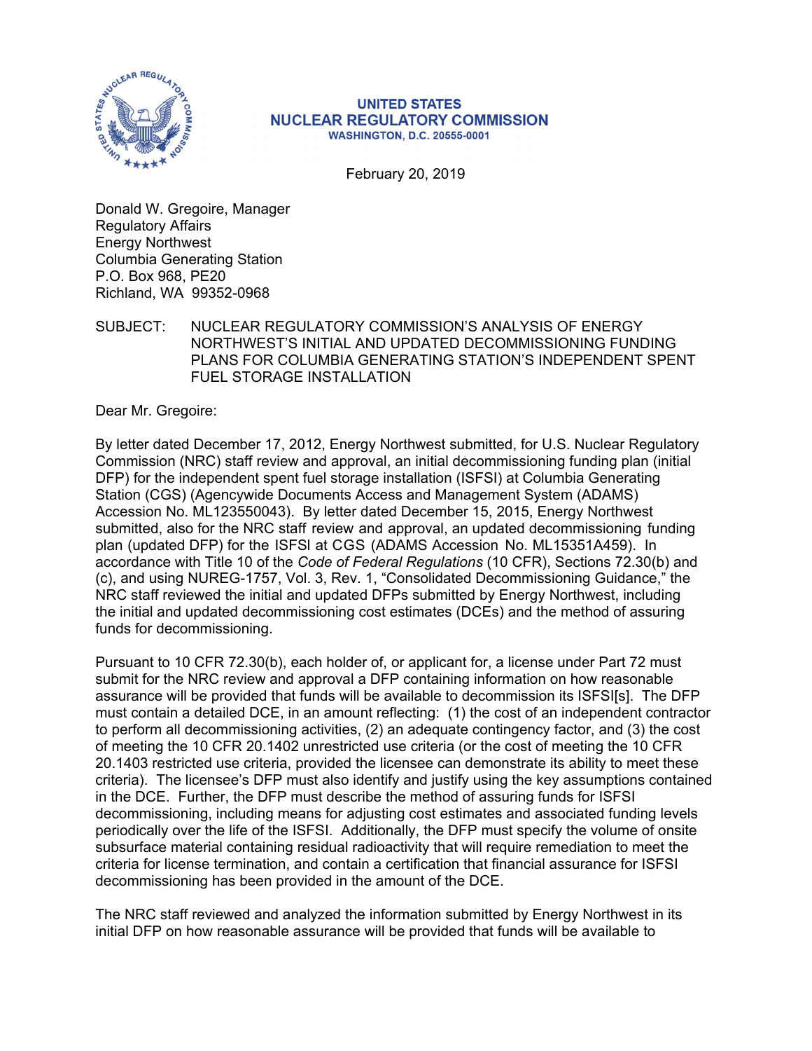**UNITED STATES**
**NUCLEAR REGULATORY COMMISSION**
**WASHINGTON, D.C. 20555-0001**

February 20, 2019

Donald W. Gregoire, Manager
Regulatory Affairs
Energy Northwest
Columbia Generating Station
P.O. Box 968, PE20
Richland, WA 99352-0968

SUBJECT: NUCLEAR REGULATORY COMMISSION'S ANALYSIS OF ENERGY NORTHWEST'S INITIAL AND UPDATED DECOMMISSIONING FUNDING PLANS FOR COLUMBIA GENERATING STATION'S INDEPENDENT SPENT FUEL STORAGE INSTALLATION

Dear Mr. Gregoire:

By letter dated December 17, 2012, Energy Northwest submitted, for U.S. Nuclear Regulatory Commission (NRC) staff review and approval, an initial decommissioning funding plan (initial DFP) for the independent spent fuel storage installation (ISFSI) at Columbia Generating Station (CGS) (Agencywide Documents Access and Management System (ADAMS) Accession No. ML123550043). By letter dated December 15, 2015, Energy Northwest submitted, also for the NRC staff review and approval, an updated decommissioning funding plan (updated DFP) for the ISFSI at CGS (ADAMS Accession No. ML15351A459). In accordance with Title 10 of the *Code of Federal Regulations* (10 CFR), Sections 72.30(b) and (c), and using NUREG-1757, Vol. 3, Rev. 1, "Consolidated Decommissioning Guidance," the NRC staff reviewed the initial and updated DFPs submitted by Energy Northwest, including the initial and updated decommissioning cost estimates (DCEs) and the method of assuring funds for decommissioning.

Pursuant to 10 CFR 72.30(b), each holder of, or applicant for, a license under Part 72 must submit for the NRC review and approval a DFP containing information on how reasonable assurance will be provided that funds will be available to decommission its ISFSI[s]. The DFP must contain a detailed DCE, in an amount reflecting: (1) the cost of an independent contractor to perform all decommissioning activities, (2) an adequate contingency factor, and (3) the cost of meeting the 10 CFR 20.1402 unrestricted use criteria (or the cost of meeting the 10 CFR 20.1403 restricted use criteria, provided the licensee can demonstrate its ability to meet these criteria). The licensee's DFP must also identify and justify using the key assumptions contained in the DCE. Further, the DFP must describe the method of assuring funds for ISFSI decommissioning, including means for adjusting cost estimates and associated funding levels periodically over the life of the ISFSI. Additionally, the DFP must specify the volume of onsite subsurface material containing residual radioactivity that will require remediation to meet the criteria for license termination, and contain a certification that financial assurance for ISFSI decommissioning has been provided in the amount of the DCE.

The NRC staff reviewed and analyzed the information submitted by Energy Northwest in its initial DFP on how reasonable assurance will be provided that funds will be available to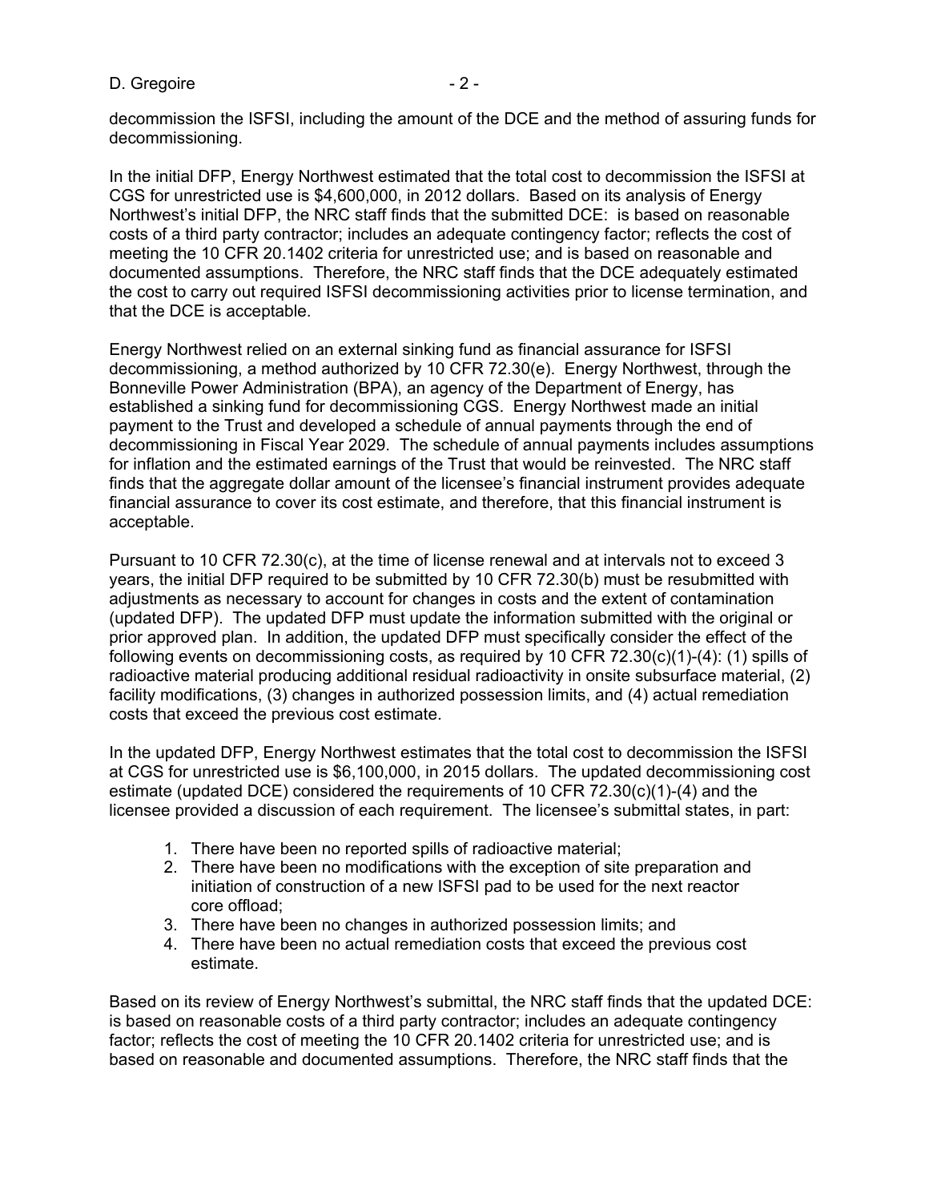decommission the ISFSI, including the amount of the DCE and the method of assuring funds for decommissioning.

In the initial DFP, Energy Northwest estimated that the total cost to decommission the ISFSI at CGS for unrestricted use is $4,600,000, in 2012 dollars. Based on its analysis of Energy Northwest's initial DFP, the NRC staff finds that the submitted DCE: is based on reasonable costs of a third party contractor; includes an adequate contingency factor; reflects the cost of meeting the 10 CFR 20.1402 criteria for unrestricted use; and is based on reasonable and documented assumptions. Therefore, the NRC staff finds that the DCE adequately estimated the cost to carry out required ISFSI decommissioning activities prior to license termination, and that the DCE is acceptable.

Energy Northwest relied on an external sinking fund as financial assurance for ISFSI decommissioning, a method authorized by 10 CFR 72.30(e). Energy Northwest, through the Bonneville Power Administration (BPA), an agency of the Department of Energy, has established a sinking fund for decommissioning CGS. Energy Northwest made an initial payment to the Trust and developed a schedule of annual payments through the end of decommissioning in Fiscal Year 2029. The schedule of annual payments includes assumptions for inflation and the estimated earnings of the Trust that would be reinvested. The NRC staff finds that the aggregate dollar amount of the licensee's financial instrument provides adequate financial assurance to cover its cost estimate, and therefore, that this financial instrument is acceptable.

Pursuant to 10 CFR 72.30(c), at the time of license renewal and at intervals not to exceed 3 years, the initial DFP required to be submitted by 10 CFR 72.30(b) must be resubmitted with adjustments as necessary to account for changes in costs and the extent of contamination (updated DFP). The updated DFP must update the information submitted with the original or prior approved plan. In addition, the updated DFP must specifically consider the effect of the following events on decommissioning costs, as required by 10 CFR 72.30(c)(1)-(4): (1) spills of radioactive material producing additional residual radioactivity in onsite subsurface material, (2) facility modifications, (3) changes in authorized possession limits, and (4) actual remediation costs that exceed the previous cost estimate.

In the updated DFP, Energy Northwest estimates that the total cost to decommission the ISFSI at CGS for unrestricted use is $6,100,000, in 2015 dollars. The updated decommissioning cost estimate (updated DCE) considered the requirements of 10 CFR 72.30(c)(1)-(4) and the licensee provided a discussion of each requirement. The licensee's submittal states, in part:

1. There have been no reported spills of radioactive material;
2. There have been no modifications with the exception of site preparation and initiation of construction of a new ISFSI pad to be used for the next reactor core offload;
3. There have been no changes in authorized possession limits; and
4. There have been no actual remediation costs that exceed the previous cost estimate.

Based on its review of Energy Northwest's submittal, the NRC staff finds that the updated DCE: is based on reasonable costs of a third party contractor; includes an adequate contingency factor; reflects the cost of meeting the 10 CFR 20.1402 criteria for unrestricted use; and is based on reasonable and documented assumptions. Therefore, the NRC staff finds that the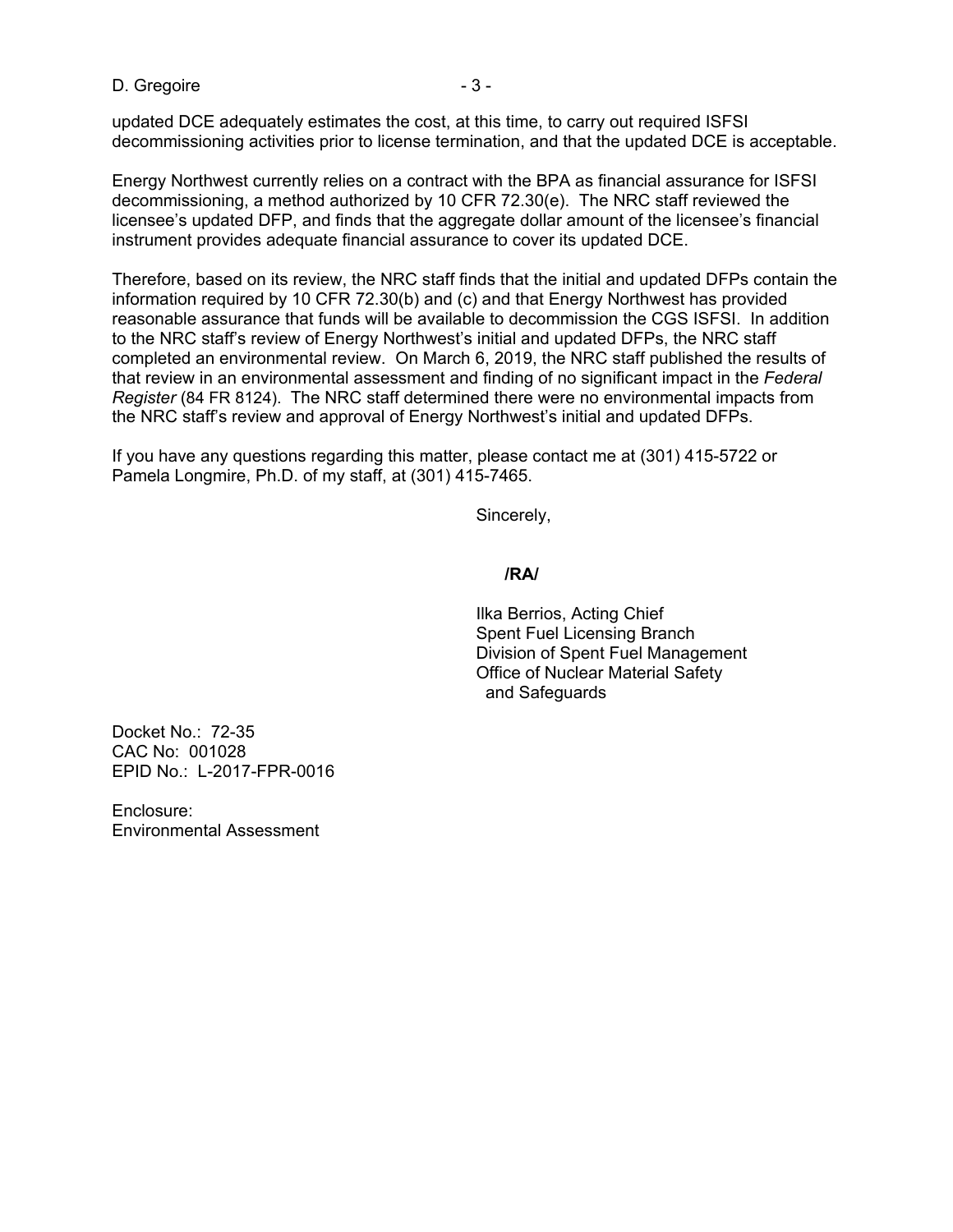updated DCE adequately estimates the cost, at this time, to carry out required ISFSI decommissioning activities prior to license termination, and that the updated DCE is acceptable.

Energy Northwest currently relies on a contract with the BPA as financial assurance for ISFSI decommissioning, a method authorized by 10 CFR 72.30(e). The NRC staff reviewed the licensee's updated DFP, and finds that the aggregate dollar amount of the licensee's financial instrument provides adequate financial assurance to cover its updated DCE.

Therefore, based on its review, the NRC staff finds that the initial and updated DFPs contain the information required by 10 CFR 72.30(b) and (c) and that Energy Northwest has provided reasonable assurance that funds will be available to decommission the CGS ISFSI. In addition to the NRC staff's review of Energy Northwest's initial and updated DFPs, the NRC staff completed an environmental review. On March 6, 2019, the NRC staff published the results of that review in an environmental assessment and finding of no significant impact in the *Federal Register* (84 FR 8124). The NRC staff determined there were no environmental impacts from the NRC staff's review and approval of Energy Northwest's initial and updated DFPs.

If you have any questions regarding this matter, please contact me at (301) 415-5722 or Pamela Longmire, Ph.D. of my staff, at (301) 415-7465.

Sincerely,

**/RA/**

Ilka Berrios, Acting Chief
Spent Fuel Licensing Branch
Division of Spent Fuel Management
Office of Nuclear Material Safety
and Safeguards

Docket No.: 72-35
CAC No: 001028
EPID No.: L-2017-FPR-0016

Enclosure:
Environmental Assessment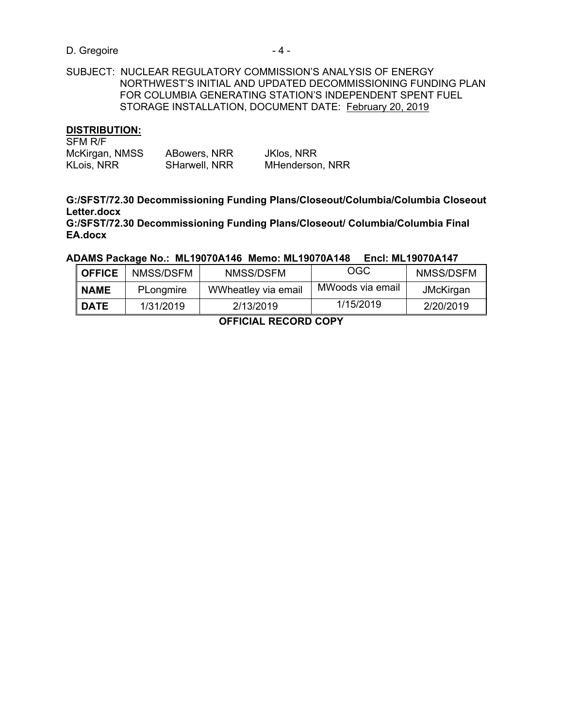SUBJECT: NUCLEAR REGULATORY COMMISSION'S ANALYSIS OF ENERGY NORTHWEST'S INITIAL AND UPDATED DECOMMISSIONING FUNDING PLAN FOR COLUMBIA GENERATING STATION'S INDEPENDENT SPENT FUEL STORAGE INSTALLATION, DOCUMENT DATE: February 20, 2019

**DISTRIBUTION:**

SFM R/F

| | | |
|---|---|---|
| McKirgan, NMSS | ABowers, NRR | JKlos, NRR |
| KLois, NRR | SHarwell, NRR | MHenderson, NRR |

**G:/SFST/72.30 Decommissioning Funding Plans/Closeout/Columbia/Columbia Closeout Letter.docx**
**G:/SFST/72.30 Decommissioning Funding Plans/Closeout/ Columbia/Columbia Final EA.docx**

**ADAMS Package No.: ML19070A146 Memo: ML19070A148 Encl: ML19070A147**

| **OFFICE** | NMSS/DSFM | NMSS/DSFM | OGC | NMSS/DSFM |
|---|---|---|---|---|
| **NAME** | PLongmire | WWheatley via email | MWoods via email | JMcKirgan |
| **DATE** | 1/31/2019 | 2/13/2019 | 1/15/2019 | 2/20/2019 |

**OFFICIAL RECORD COPY**